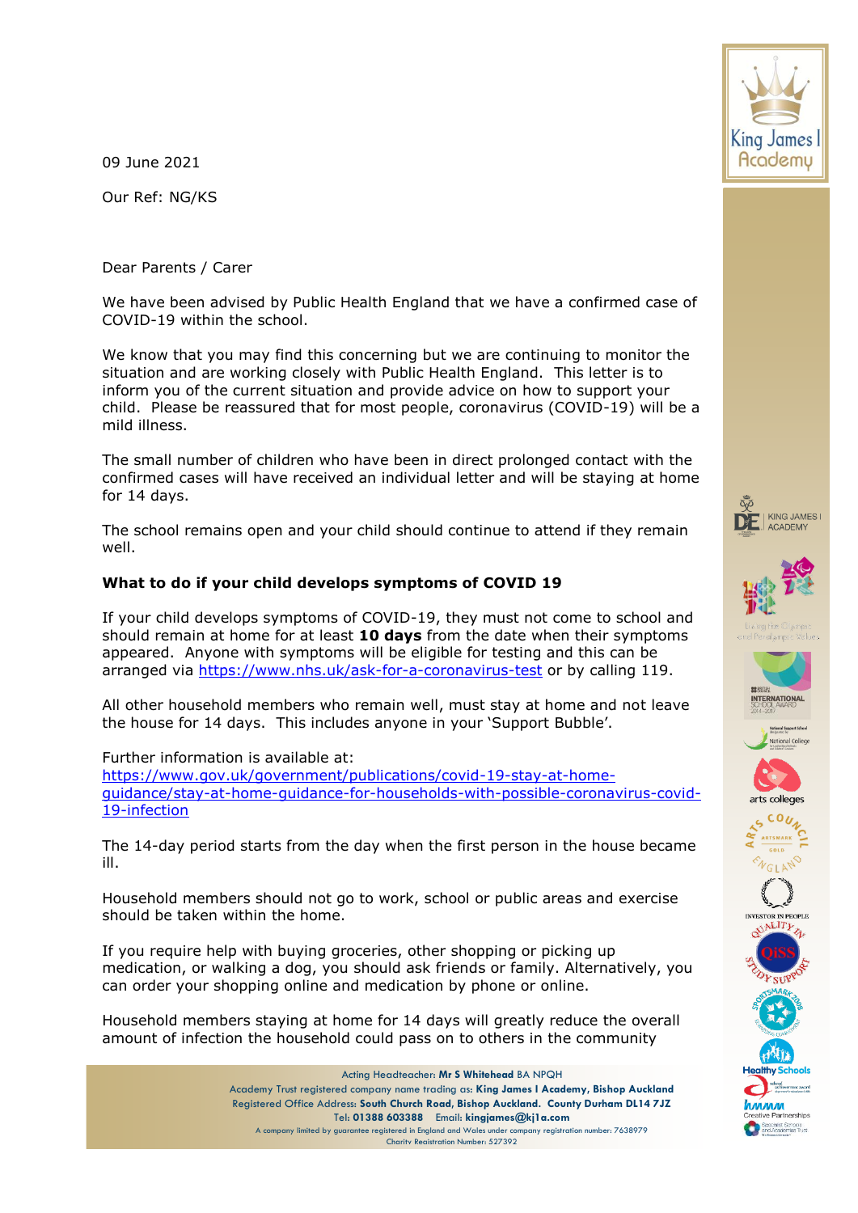09 June 2021

Our Ref: NG/KS

Dear Parents / Carer

We have been advised by Public Health England that we have a confirmed case of COVID-19 within the school.

We know that you may find this concerning but we are continuing to monitor the situation and are working closely with Public Health England. This letter is to inform you of the current situation and provide advice on how to support your child. Please be reassured that for most people, coronavirus (COVID-19) will be a mild illness.

The small number of children who have been in direct prolonged contact with the confirmed cases will have received an individual letter and will be staying at home for 14 days.

The school remains open and your child should continue to attend if they remain well.

**What to do if your child develops symptoms of COVID 19**

If your child develops symptoms of COVID-19, they must not come to school and should remain at home for at least **10 days** from the date when their symptoms appeared. Anyone with symptoms will be eligible for testing and this can be arranged via https://www.nhs.uk/ask-for-a-coronavirus-test or by calling 119.

All other household members who remain well, must stay at home and not leave the house for 14 days. This includes anyone in your 'Support Bubble'.

Further information is available at:
https://www.gov.uk/government/publications/covid-19-stay-at-home-guidance/stay-at-home-guidance-for-households-with-possible-coronavirus-covid-19-infection

The 14-day period starts from the day when the first person in the house became ill.

Household members should not go to work, school or public areas and exercise should be taken within the home.

If you require help with buying groceries, other shopping or picking up medication, or walking a dog, you should ask friends or family. Alternatively, you can order your shopping online and medication by phone or online.

Household members staying at home for 14 days will greatly reduce the overall amount of infection the household could pass on to others in the community

Acting Headteacher: **Mr S Whitehead** BA NPQH
Academy Trust registered company name trading as: **King James I Academy, Bishop Auckland**
Registered Office Address: **South Church Road, Bishop Auckland. County Durham DL14 7JZ**
Tel: **01388 603388** Email: **kingjames@kj1a.com**
A company limited by guarantee registered in England and Wales under company registration number: 7638979
Charity Registration Number: 527392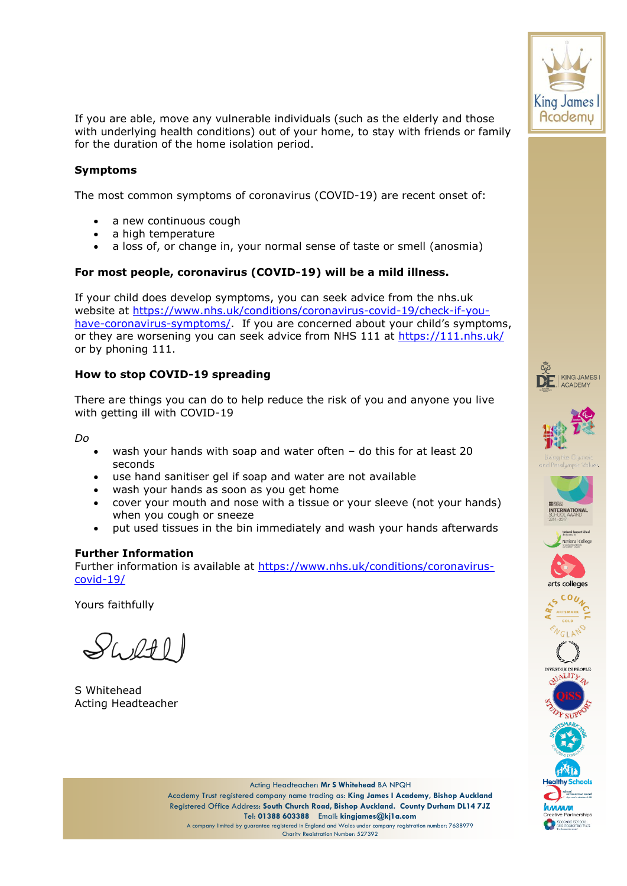If you are able, move any vulnerable individuals (such as the elderly and those with underlying health conditions) out of your home, to stay with friends or family for the duration of the home isolation period.

**Symptoms**

The most common symptoms of coronavirus (COVID-19) are recent onset of:

- a new continuous cough
- a high temperature
- a loss of, or change in, your normal sense of taste or smell (anosmia)

**For most people, coronavirus (COVID-19) will be a mild illness.**

If your child does develop symptoms, you can seek advice from the nhs.uk website at https://www.nhs.uk/conditions/coronavirus-covid-19/check-if-you-have-coronavirus-symptoms/. If you are concerned about your child's symptoms, or they are worsening you can seek advice from NHS 111 at https://111.nhs.uk/ or by phoning 111.

**How to stop COVID-19 spreading**

There are things you can do to help reduce the risk of you and anyone you live with getting ill with COVID-19

*Do*

- wash your hands with soap and water often – do this for at least 20 seconds
- use hand sanitiser gel if soap and water are not available
- wash your hands as soon as you get home
- cover your mouth and nose with a tissue or your sleeve (not your hands) when you cough or sneeze
- put used tissues in the bin immediately and wash your hands afterwards

**Further Information**

Further information is available at https://www.nhs.uk/conditions/coronavirus-covid-19/

Yours faithfully

S Whitehead
Acting Headteacher

Acting Headteacher: **Mr S Whitehead** BA NPQH
Academy Trust registered company name trading as: **King James I Academy, Bishop Auckland**
Registered Office Address: **South Church Road, Bishop Auckland. County Durham DL14 7JZ**
Tel: **01388 603388** Email: **kingjames@kj1a.com**
A company limited by guarantee registered in England and Wales under company registration number: 7638979
Charity Registration Number: 527392